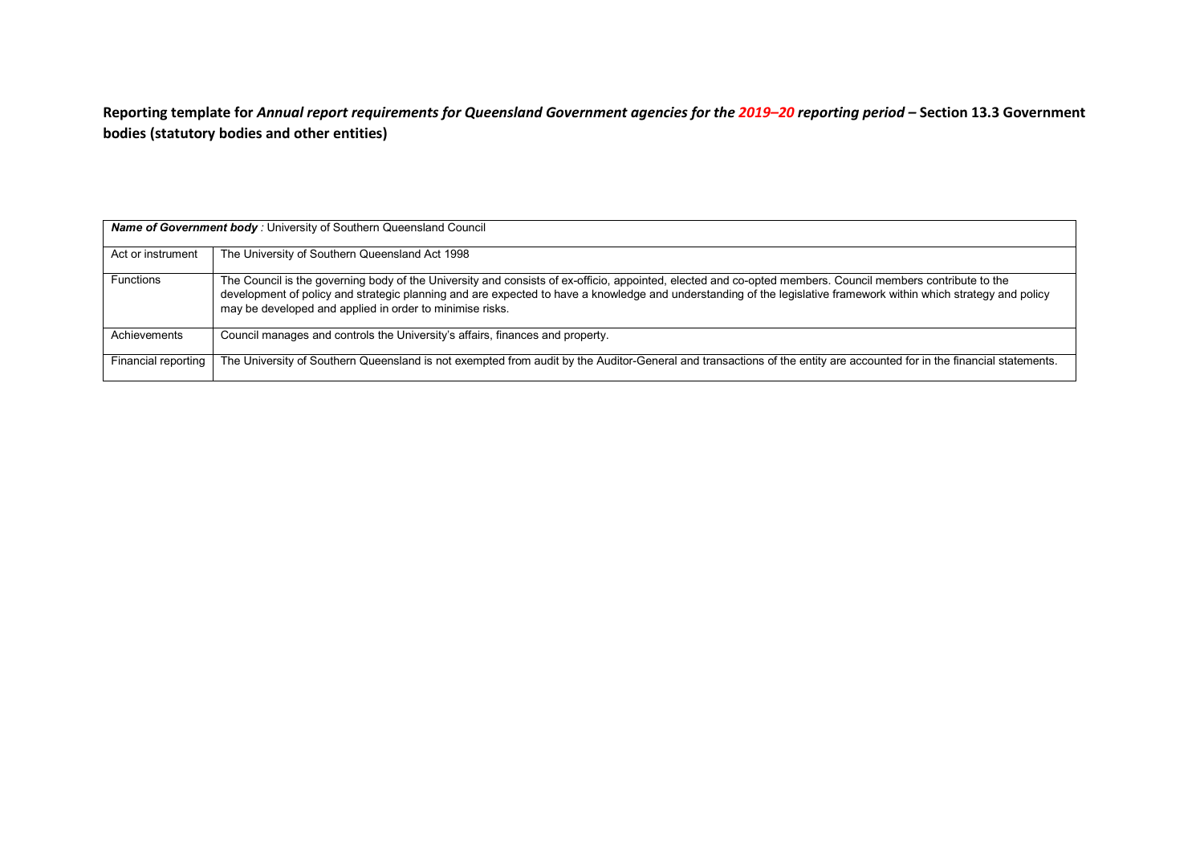**Reporting template for *Annual report requirements for Queensland Government agencies for the 2019–20 reporting period* – Section 13.3 Government bodies (statutory bodies and other entities)**

| ***Name of Government body*** *:* University of Southern Queensland Council | |
|---|---|
| Act or instrument | The University of Southern Queensland Act 1998 |
| Functions | The Council is the governing body of the University and consists of ex-officio, appointed, elected and co-opted members. Council members contribute to the development of policy and strategic planning and are expected to have a knowledge and understanding of the legislative framework within which strategy and policy may be developed and applied in order to minimise risks. |
| Achievements | Council manages and controls the University's affairs, finances and property. |
| Financial reporting | The University of Southern Queensland is not exempted from audit by the Auditor-General and transactions of the entity are accounted for in the financial statements. |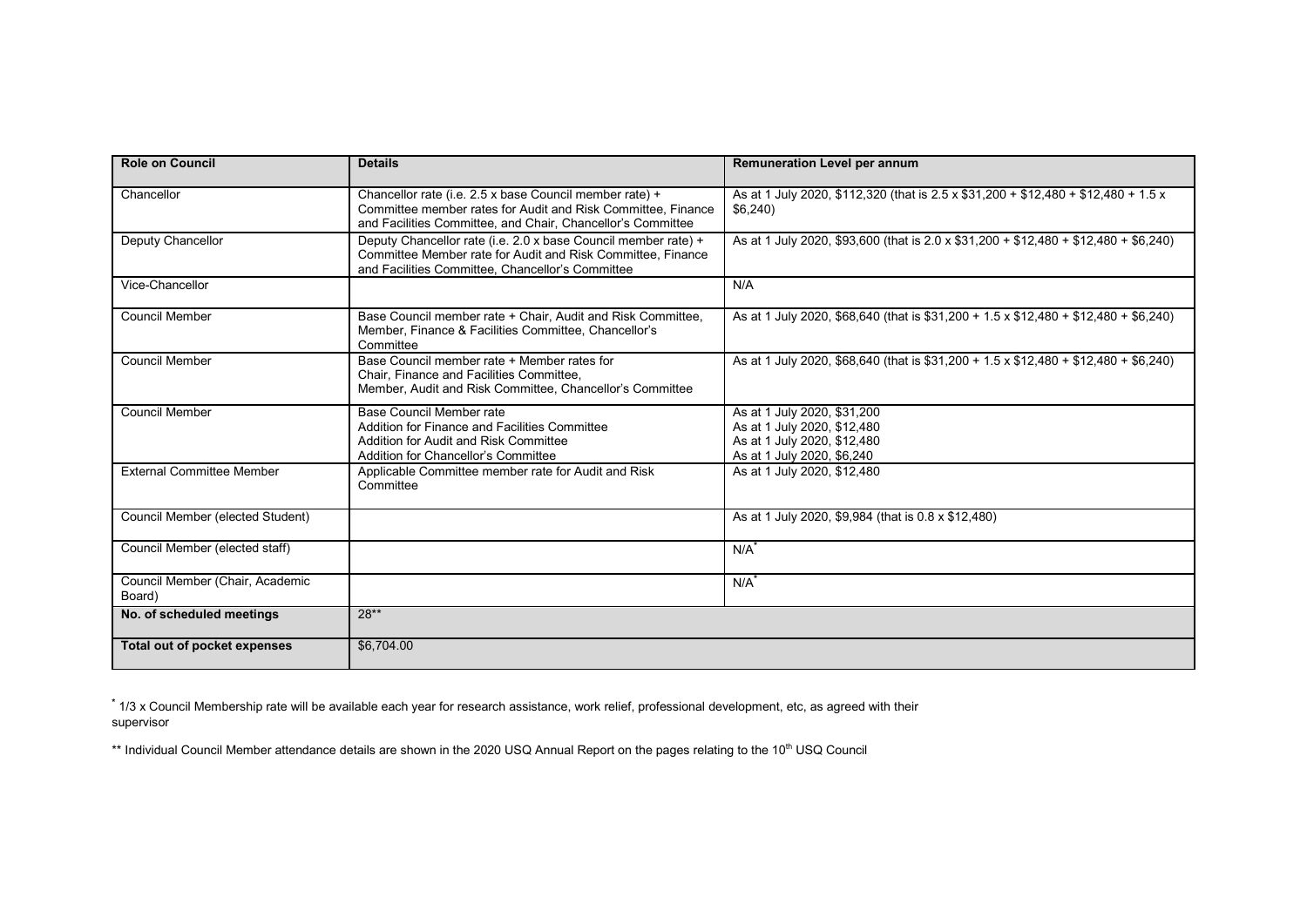| Role on Council | Details | Remuneration Level per annum |
|---|---|---|
| Chancellor | Chancellor rate (i.e. 2.5 x base Council member rate) + Committee member rates for Audit and Risk Committee, Finance and Facilities Committee, and Chair, Chancellor's Committee | As at 1 July 2020, $112,320 (that is 2.5 x $31,200 + $12,480 + $12,480 + 1.5 x $6,240) |
| Deputy Chancellor | Deputy Chancellor rate (i.e. 2.0 x base Council member rate) + Committee Member rate for Audit and Risk Committee, Finance and Facilities Committee, Chancellor's Committee | As at 1 July 2020, $93,600 (that is 2.0 x $31,200 + $12,480 + $12,480 + $6,240) |
| Vice-Chancellor | | N/A |
| Council Member | Base Council member rate + Chair, Audit and Risk Committee, Member, Finance & Facilities Committee, Chancellor's Committee | As at 1 July 2020, $68,640 (that is $31,200 + 1.5 x $12,480 + $12,480 + $6,240) |
| Council Member | Base Council member rate + Member rates for Chair, Finance and Facilities Committee, Member, Audit and Risk Committee, Chancellor's Committee | As at 1 July 2020, $68,640 (that is $31,200 + 1.5 x $12,480 + $12,480 + $6,240) |
| Council Member | Base Council Member rate<br>Addition for Finance and Facilities Committee<br>Addition for Audit and Risk Committee<br>Addition for Chancellor's Committee | As at 1 July 2020, $31,200<br>As at 1 July 2020, $12,480<br>As at 1 July 2020, $12,480<br>As at 1 July 2020, $6,240 |
| External Committee Member | Applicable Committee member rate for Audit and Risk Committee | As at 1 July 2020, $12,480 |
| Council Member (elected Student) | | As at 1 July 2020, $9,984 (that is 0.8 x $12,480) |
| Council Member (elected staff) | | N/A* |
| Council Member (Chair, Academic Board) | | N/A* |
| **No. of scheduled meetings** | 28** | |
| **Total out of pocket expenses** | $6,704.00 | |

* 1/3 x Council Membership rate will be available each year for research assistance, work relief, professional development, etc, as agreed with their supervisor

** Individual Council Member attendance details are shown in the 2020 USQ Annual Report on the pages relating to the 10th USQ Council